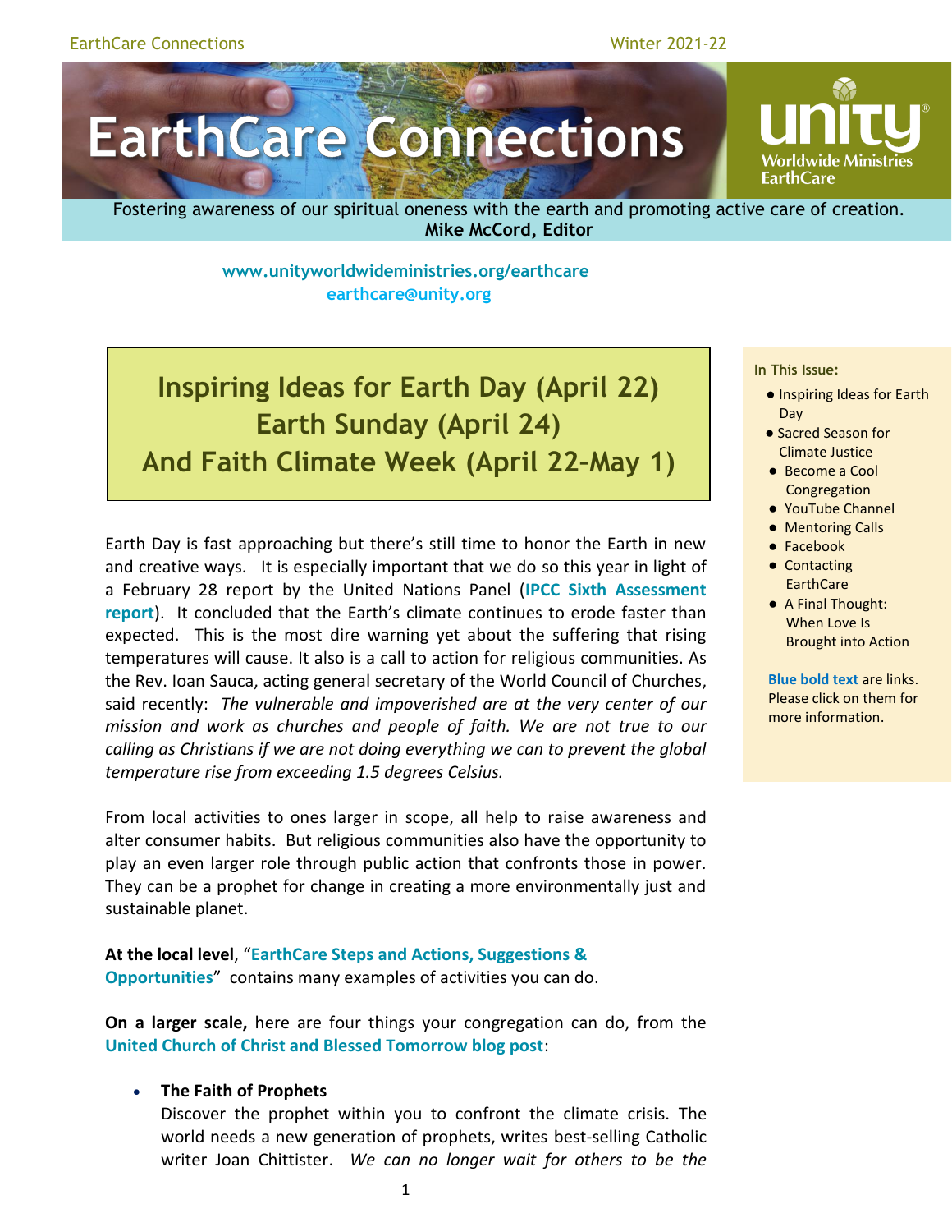# EarthCare Connections

Fostering awareness of our spiritual oneness with the earth and promoting active care of creation.
**Mike McCord, Editor**

**www.unityworldwideministries.org/earthcare**
**earthcare@unity.org**

## Inspiring Ideas for Earth Day (April 22) Earth Sunday (April 24) And Faith Climate Week (April 22-May 1)

Earth Day is fast approaching but there's still time to honor the Earth in new and creative ways. It is especially important that we do so this year in light of a February 28 report by the United Nations Panel (**IPCC Sixth Assessment report**). It concluded that the Earth's climate continues to erode faster than expected. This is the most dire warning yet about the suffering that rising temperatures will cause. It also is a call to action for religious communities. As the Rev. Ioan Sauca, acting general secretary of the World Council of Churches, said recently: *The vulnerable and impoverished are at the very center of our mission and work as churches and people of faith. We are not true to our calling as Christians if we are not doing everything we can to prevent the global temperature rise from exceeding 1.5 degrees Celsius.*

From local activities to ones larger in scope, all help to raise awareness and alter consumer habits. But religious communities also have the opportunity to play an even larger role through public action that confronts those in power. They can be a prophet for change in creating a more environmentally just and sustainable planet.

**At the local level**, "**EarthCare Steps and Actions, Suggestions & Opportunities**" contains many examples of activities you can do.

**On a larger scale,** here are four things your congregation can do, from the **United Church of Christ and Blessed Tomorrow blog post**:

- **The Faith of Prophets**
  Discover the prophet within you to confront the climate crisis. The world needs a new generation of prophets, writes best-selling Catholic writer Joan Chittister. *We can no longer wait for others to be the*

**In This Issue:**

- Inspiring Ideas for Earth Day
- Sacred Season for Climate Justice
- Become a Cool Congregation
- YouTube Channel
- Mentoring Calls
- Facebook
- Contacting EarthCare
- A Final Thought: When Love Is Brought into Action

**Blue bold text** are links. Please click on them for more information.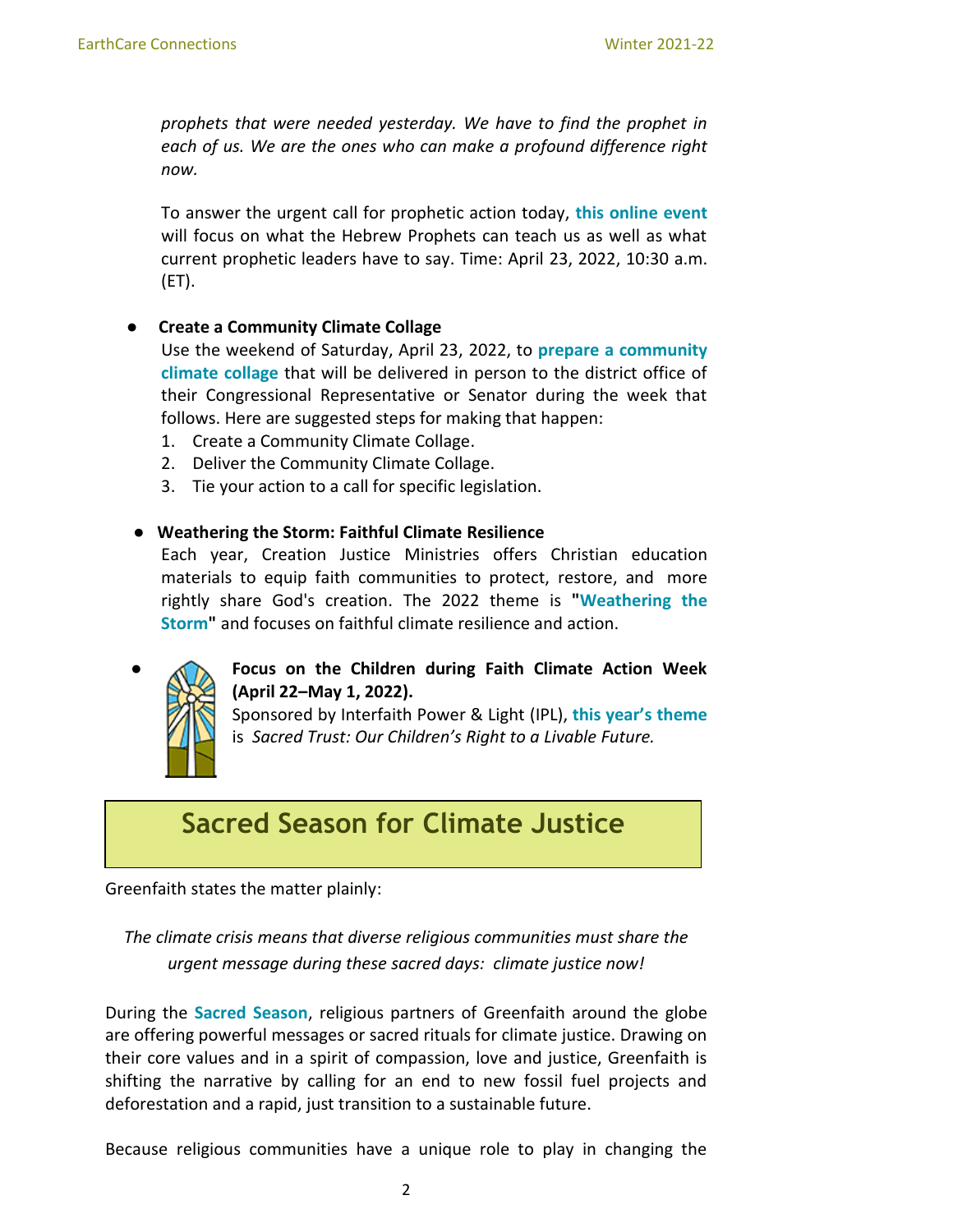*prophets that were needed yesterday. We have to find the prophet in each of us. We are the ones who can make a profound difference right now.*

To answer the urgent call for prophetic action today, **this online event** will focus on what the Hebrew Prophets can teach us as well as what current prophetic leaders have to say. Time: April 23, 2022, 10:30 a.m. (ET).

- **Create a Community Climate Collage**
  Use the weekend of Saturday, April 23, 2022, to **prepare a community climate collage** that will be delivered in person to the district office of their Congressional Representative or Senator during the week that follows. Here are suggested steps for making that happen:
  1. Create a Community Climate Collage.
  2. Deliver the Community Climate Collage.
  3. Tie your action to a call for specific legislation.

- **Weathering the Storm: Faithful Climate Resilience**
  Each year, Creation Justice Ministries offers Christian education materials to equip faith communities to protect, restore, and more rightly share God's creation. The 2022 theme is **"Weathering the Storm"** and focuses on faithful climate resilience and action.

- **Focus on the Children during Faith Climate Action Week (April 22–May 1, 2022).**
  Sponsored by Interfaith Power & Light (IPL), **this year's theme** is *Sacred Trust: Our Children's Right to a Livable Future.*

## Sacred Season for Climate Justice

Greenfaith states the matter plainly:

*The climate crisis means that diverse religious communities must share the urgent message during these sacred days: climate justice now!*

During the **Sacred Season**, religious partners of Greenfaith around the globe are offering powerful messages or sacred rituals for climate justice. Drawing on their core values and in a spirit of compassion, love and justice, Greenfaith is shifting the narrative by calling for an end to new fossil fuel projects and deforestation and a rapid, just transition to a sustainable future.

Because religious communities have a unique role to play in changing the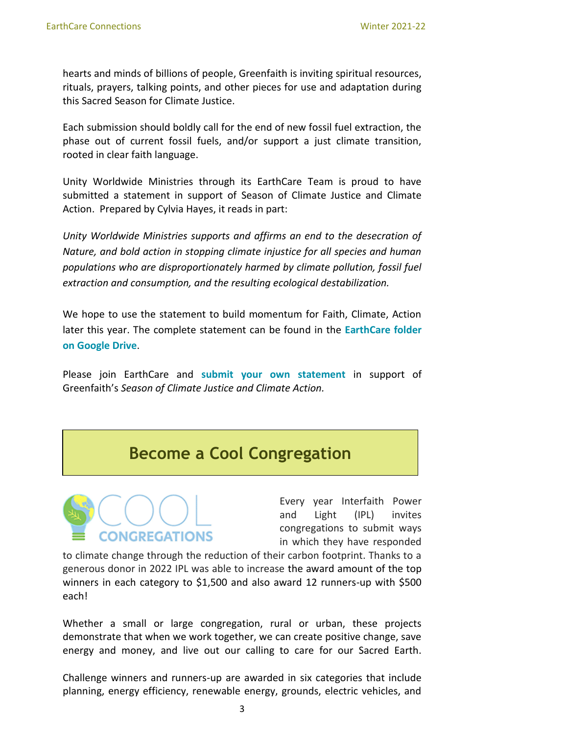hearts and minds of billions of people, Greenfaith is inviting spiritual resources, rituals, prayers, talking points, and other pieces for use and adaptation during this Sacred Season for Climate Justice.

Each submission should boldly call for the end of new fossil fuel extraction, the phase out of current fossil fuels, and/or support a just climate transition, rooted in clear faith language.

Unity Worldwide Ministries through its EarthCare Team is proud to have submitted a statement in support of Season of Climate Justice and Climate Action. Prepared by Cylvia Hayes, it reads in part:

*Unity Worldwide Ministries supports and affirms an end to the desecration of Nature, and bold action in stopping climate injustice for all species and human populations who are disproportionately harmed by climate pollution, fossil fuel extraction and consumption, and the resulting ecological destabilization.*

We hope to use the statement to build momentum for Faith, Climate, Action later this year. The complete statement can be found in the **EarthCare folder on Google Drive**.

Please join EarthCare and **submit your own statement** in support of Greenfaith's *Season of Climate Justice and Climate Action.*

## Become a Cool Congregation

Every year Interfaith Power and Light (IPL) invites congregations to submit ways in which they have responded to climate change through the reduction of their carbon footprint. Thanks to a generous donor in 2022 IPL was able to increase the award amount of the top winners in each category to $1,500 and also award 12 runners-up with $500 each!

Whether a small or large congregation, rural or urban, these projects demonstrate that when we work together, we can create positive change, save energy and money, and live out our calling to care for our Sacred Earth.

Challenge winners and runners-up are awarded in six categories that include planning, energy efficiency, renewable energy, grounds, electric vehicles, and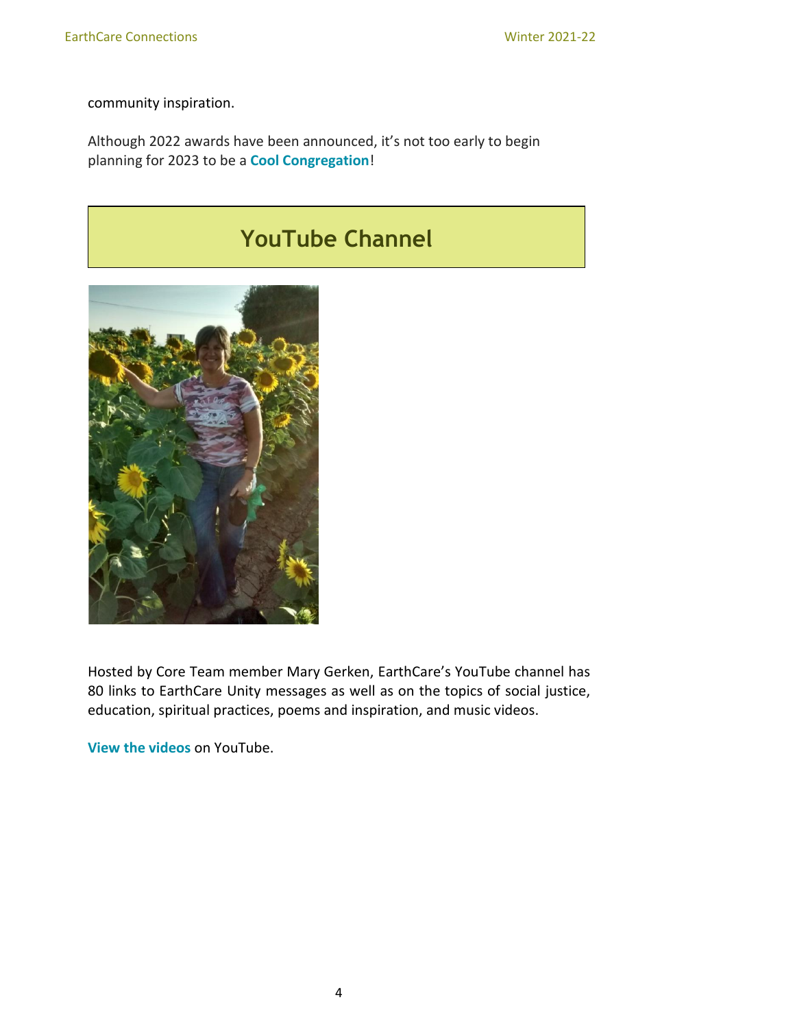community inspiration.

Although 2022 awards have been announced, it's not too early to begin planning for 2023 to be a **Cool Congregation**!

## YouTube Channel

Hosted by Core Team member Mary Gerken, EarthCare's YouTube channel has 80 links to EarthCare Unity messages as well as on the topics of social justice, education, spiritual practices, poems and inspiration, and music videos.

**View the videos** on YouTube.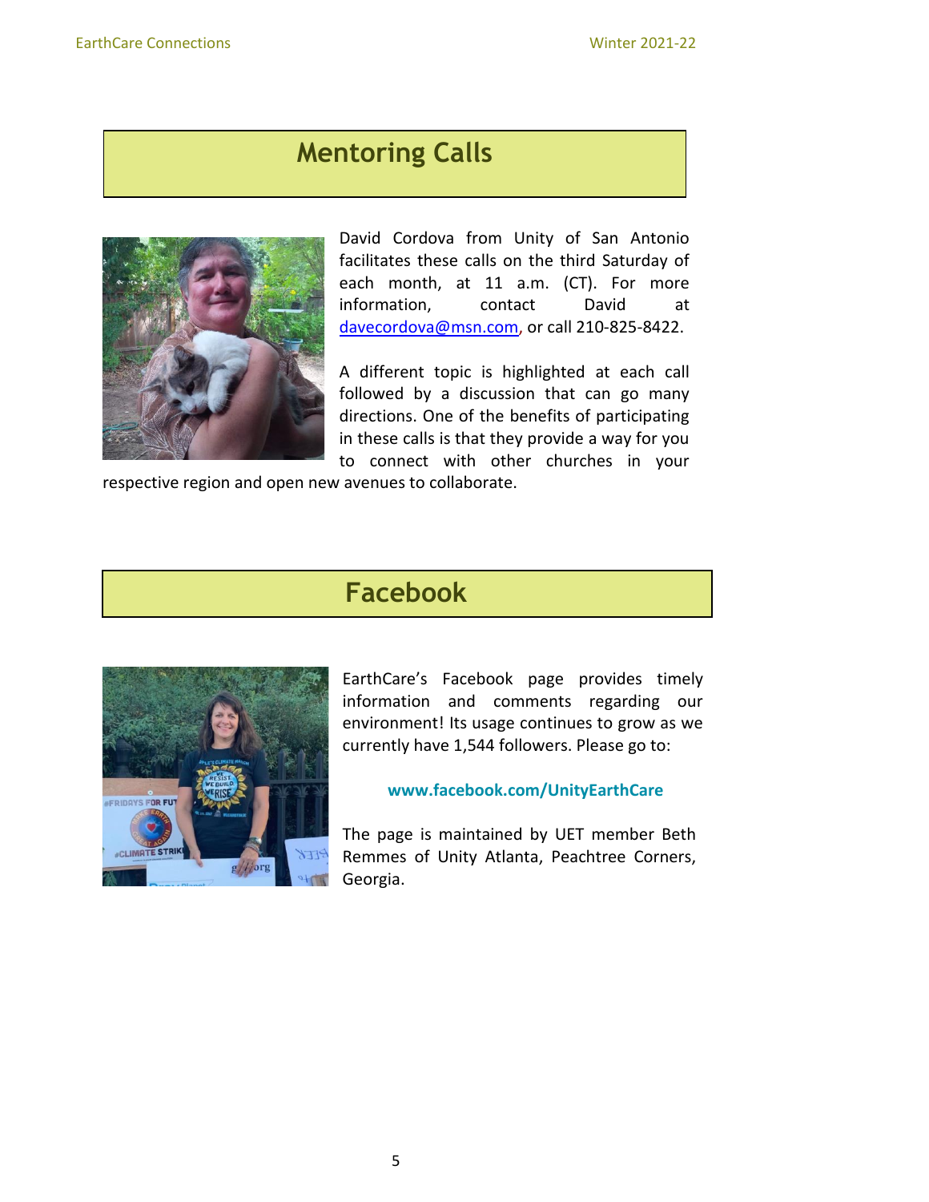## Mentoring Calls

David Cordova from Unity of San Antonio facilitates these calls on the third Saturday of each month, at 11 a.m. (CT). For more information, contact David at davecordova@msn.com, or call 210-825-8422.

A different topic is highlighted at each call followed by a discussion that can go many directions. One of the benefits of participating in these calls is that they provide a way for you to connect with other churches in your respective region and open new avenues to collaborate.

## Facebook

EarthCare's Facebook page provides timely information and comments regarding our environment! Its usage continues to grow as we currently have 1,544 followers. Please go to:

**www.facebook.com/UnityEarthCare**

The page is maintained by UET member Beth Remmes of Unity Atlanta, Peachtree Corners, Georgia.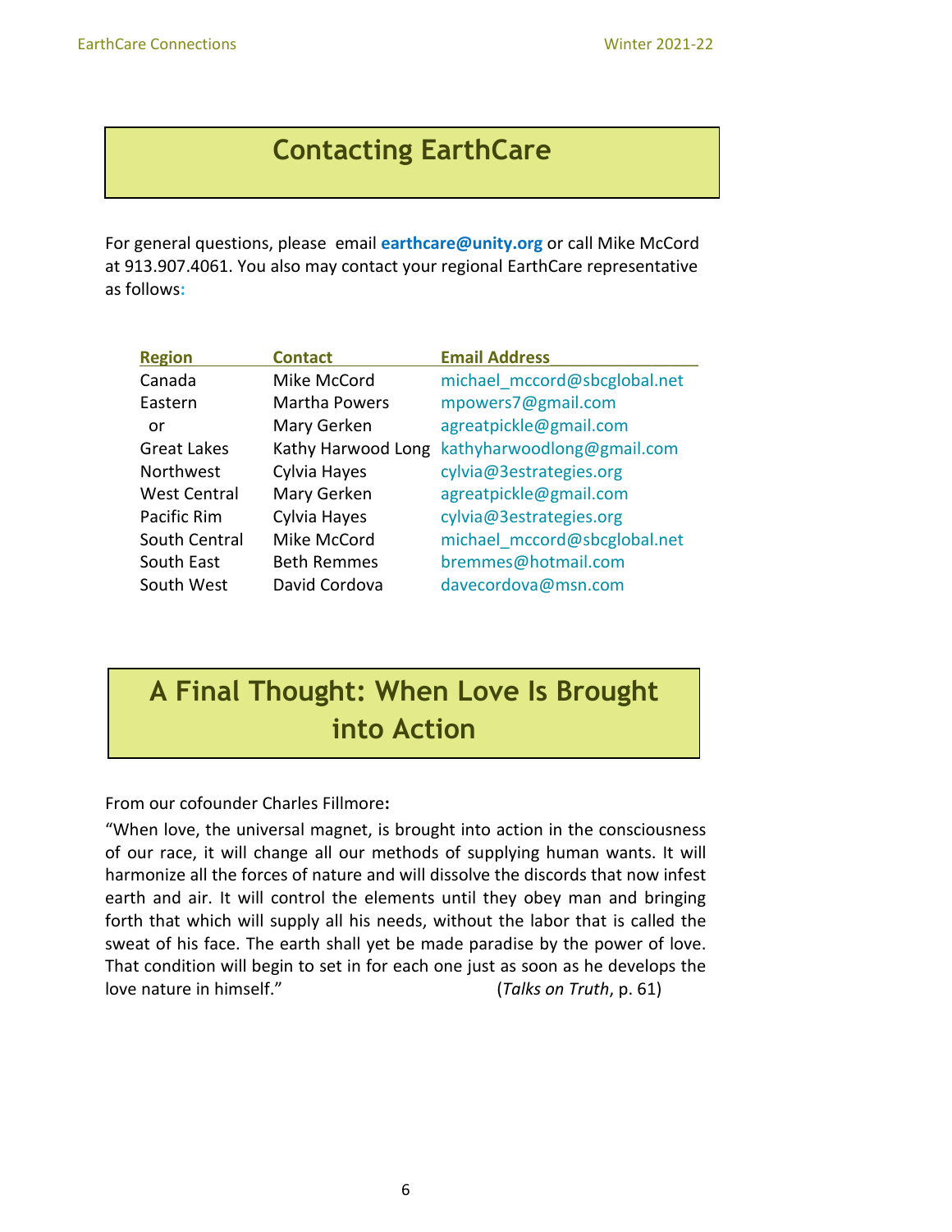## Contacting EarthCare

For general questions, please email **earthcare@unity.org** or call Mike McCord at 913.907.4061. You also may contact your regional EarthCare representative as follows:

| Region | Contact | Email Address |
|---|---|---|
| Canada | Mike McCord | michael_mccord@sbcglobal.net |
| Eastern | Martha Powers | mpowers7@gmail.com |
| or | Mary Gerken | agreatpickle@gmail.com |
| Great Lakes | Kathy Harwood Long | kathyharwoodlong@gmail.com |
| Northwest | Cylvia Hayes | cylvia@3estrategies.org |
| West Central | Mary Gerken | agreatpickle@gmail.com |
| Pacific Rim | Cylvia Hayes | cylvia@3estrategies.org |
| South Central | Mike McCord | michael_mccord@sbcglobal.net |
| South East | Beth Remmes | bremmes@hotmail.com |
| South West | David Cordova | davecordova@msn.com |

## A Final Thought: When Love Is Brought into Action

From our cofounder Charles Fillmore**:**

"When love, the universal magnet, is brought into action in the consciousness of our race, it will change all our methods of supplying human wants. It will harmonize all the forces of nature and will dissolve the discords that now infest earth and air. It will control the elements until they obey man and bringing forth that which will supply all his needs, without the labor that is called the sweat of his face. The earth shall yet be made paradise by the power of love. That condition will begin to set in for each one just as soon as he develops the love nature in himself." (*Talks on Truth*, p. 61)